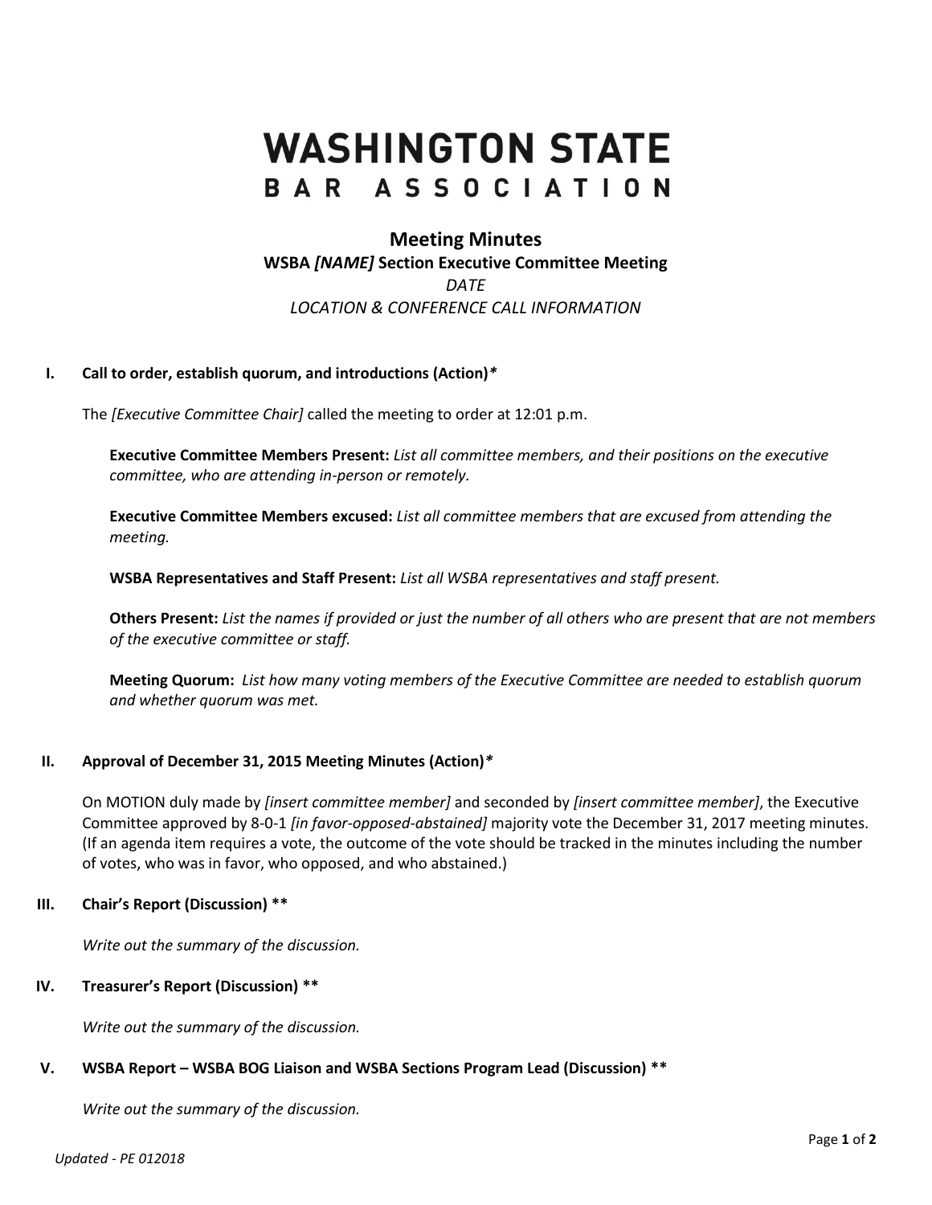# WASHINGTON STATE BAR ASSOCIATION

## Meeting Minutes

**WSBA *[NAME]* Section Executive Committee Meeting**

*DATE*

*LOCATION & CONFERENCE CALL INFORMATION*

### I. Call to order, establish quorum, and introductions (Action)*

The *[Executive Committee Chair]* called the meeting to order at 12:01 p.m.

**Executive Committee Members Present:** *List all committee members, and their positions on the executive committee, who are attending in-person or remotely.*

**Executive Committee Members excused:** *List all committee members that are excused from attending the meeting.*

**WSBA Representatives and Staff Present:** *List all WSBA representatives and staff present.*

**Others Present:** *List the names if provided or just the number of all others who are present that are not members of the executive committee or staff.*

**Meeting Quorum:** *List how many voting members of the Executive Committee are needed to establish quorum and whether quorum was met.*

### II. Approval of December 31, 2015 Meeting Minutes (Action)*

On MOTION duly made by *[insert committee member]* and seconded by *[insert committee member]*, the Executive Committee approved by 8-0-1 *[in favor-opposed-abstained]* majority vote the December 31, 2017 meeting minutes. (If an agenda item requires a vote, the outcome of the vote should be tracked in the minutes including the number of votes, who was in favor, who opposed, and who abstained.)

### III. Chair's Report (Discussion) **

*Write out the summary of the discussion.*

### IV. Treasurer's Report (Discussion) **

*Write out the summary of the discussion.*

### V. WSBA Report – WSBA BOG Liaison and WSBA Sections Program Lead (Discussion) **

*Write out the summary of the discussion.*

*Updated - PE 012018*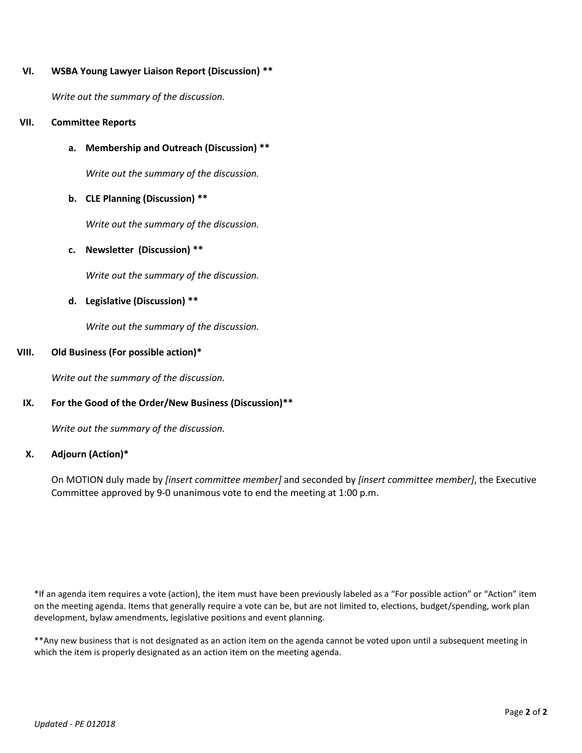**VI. WSBA Young Lawyer Liaison Report (Discussion) ****

*Write out the summary of the discussion.*

**VII. Committee Reports**

**a. Membership and Outreach (Discussion) ****

*Write out the summary of the discussion.*

**b. CLE Planning (Discussion) ****

*Write out the summary of the discussion.*

**c. Newsletter (Discussion) ****

*Write out the summary of the discussion.*

**d. Legislative (Discussion) ****

*Write out the summary of the discussion.*

**VIII. Old Business (For possible action)***

*Write out the summary of the discussion.*

**IX. For the Good of the Order/New Business (Discussion)****

*Write out the summary of the discussion.*

**X. Adjourn (Action)***

On MOTION duly made by *[insert committee member]* and seconded by *[insert committee member]*, the Executive Committee approved by 9-0 unanimous vote to end the meeting at 1:00 p.m.

*If an agenda item requires a vote (action), the item must have been previously labeled as a "For possible action" or "Action" item on the meeting agenda. Items that generally require a vote can be, but are not limited to, elections, budget/spending, work plan development, bylaw amendments, legislative positions and event planning.

**Any new business that is not designated as an action item on the agenda cannot be voted upon until a subsequent meeting in which the item is properly designated as an action item on the meeting agenda.

*Updated - PE 012018*